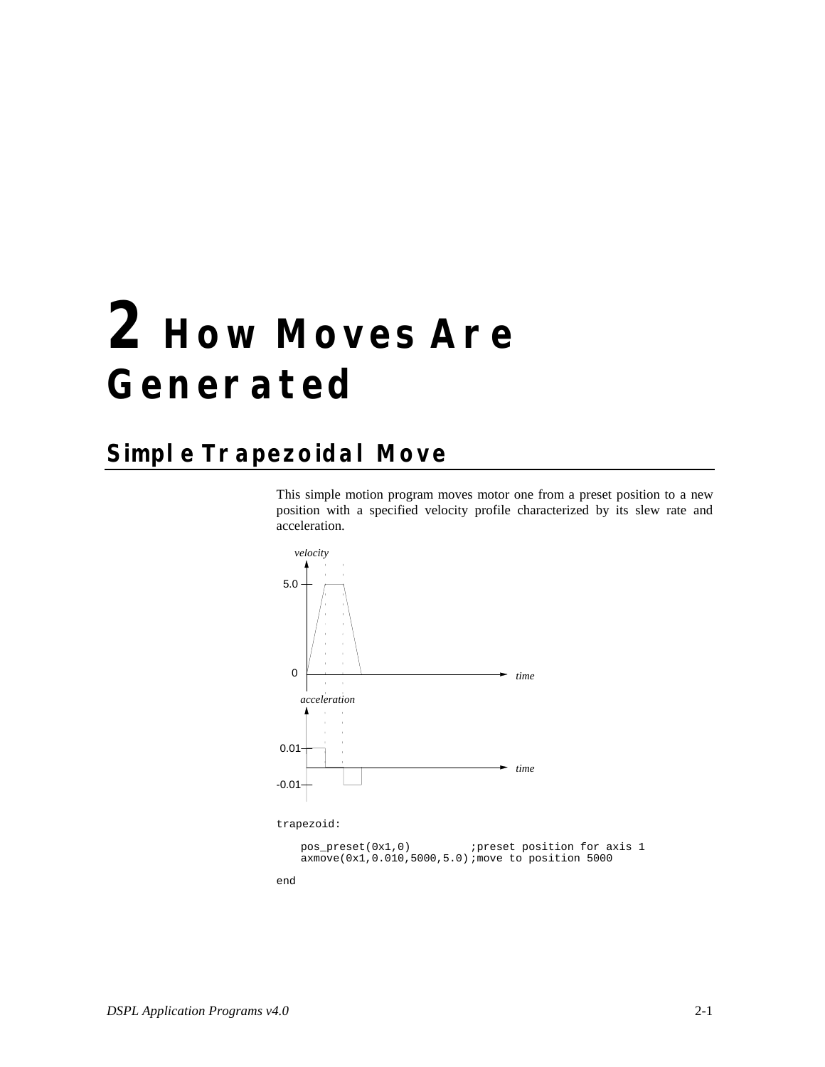# 2 How Moves Are Generated

## Simple Trapezoidal Move

This simple motion program moves motor one from a preset position to a new position with a specified velocity profile characterized by its slew rate and acceleration.

```
trapezoid:

    pos_preset(0x1,0)          ;preset position for axis 1
    axmove(0x1,0.010,5000,5.0);move to position 5000

end
```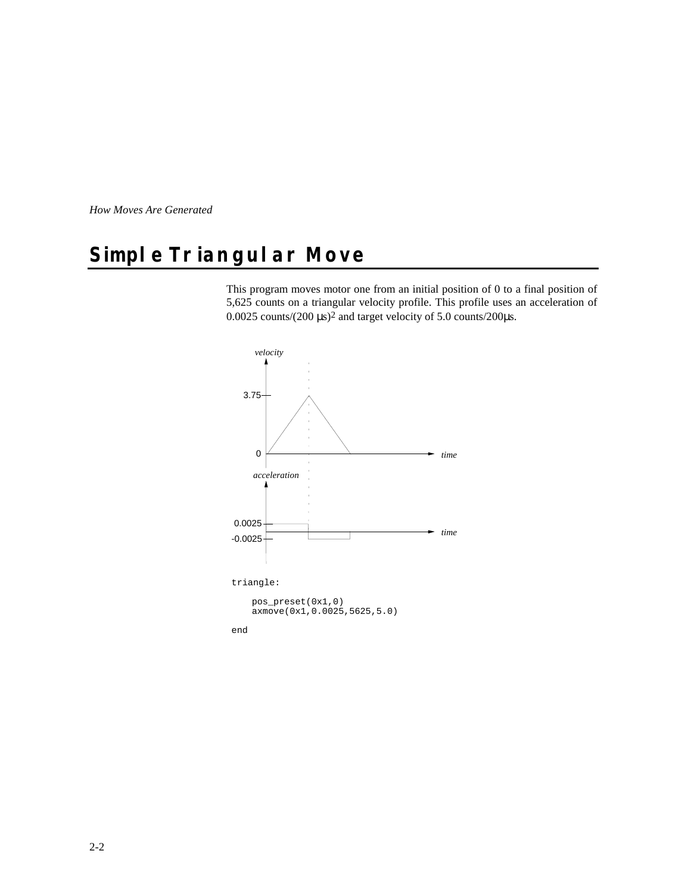## Simple Triangular Move

This program moves motor one from an initial position of 0 to a final position of 5,625 counts on a triangular velocity profile. This profile uses an acceleration of 0.0025 counts/(200 µs)$^2$ and target velocity of 5.0 counts/200µs.

```
triangle:

    pos_preset(0x1,0)
    axmove(0x1,0.0025,5625,5.0)

end
```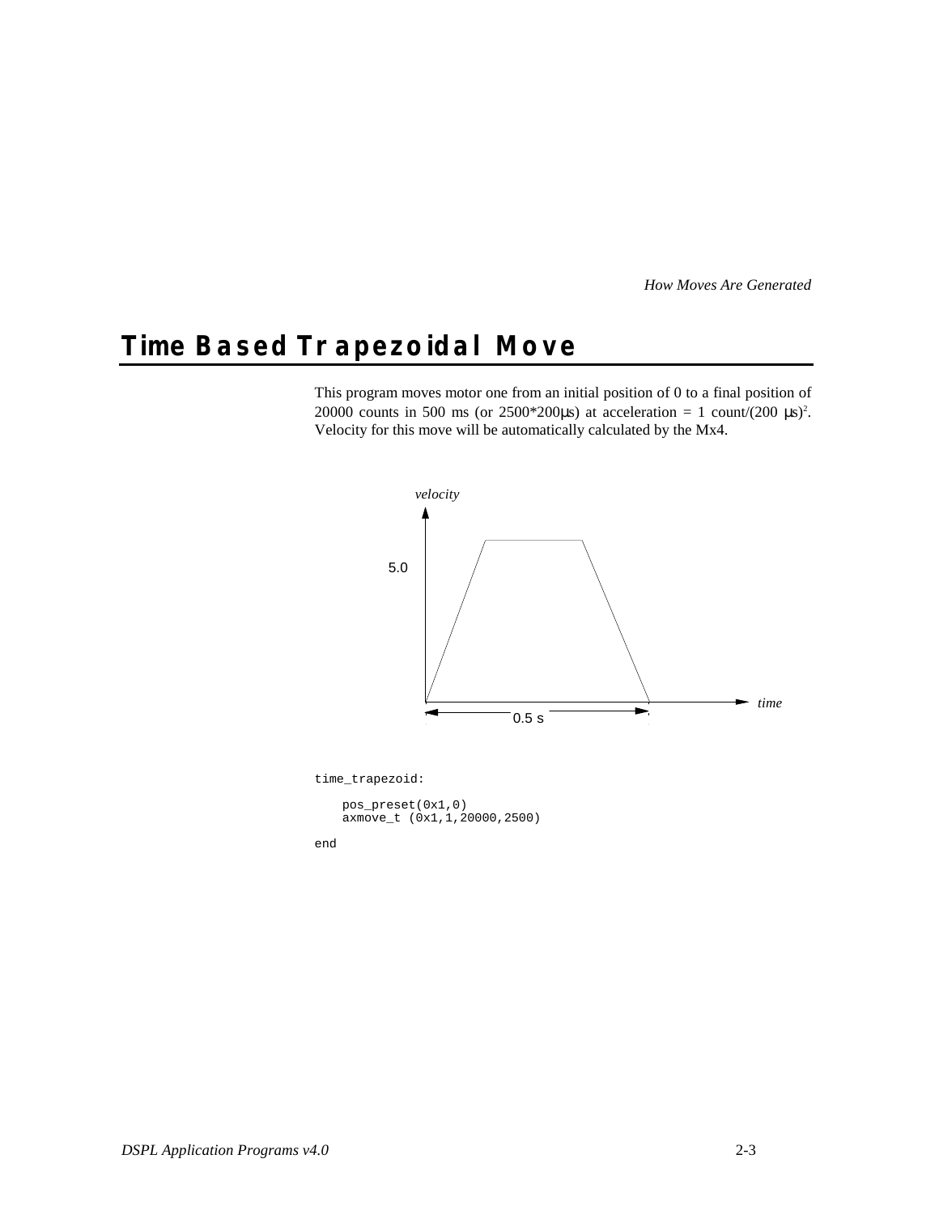## Time Based Trapezoidal Move

This program moves motor one from an initial position of 0 to a final position of 20000 counts in 500 ms (or 2500*200μs) at acceleration = 1 count/(200 μs)$^2$. Velocity for this move will be automatically calculated by the Mx4.

velocity

5.0

time

0.5 s

```
time_trapezoid:

    pos_preset(0x1,0)
    axmove_t (0x1,1,20000,2500)

end
```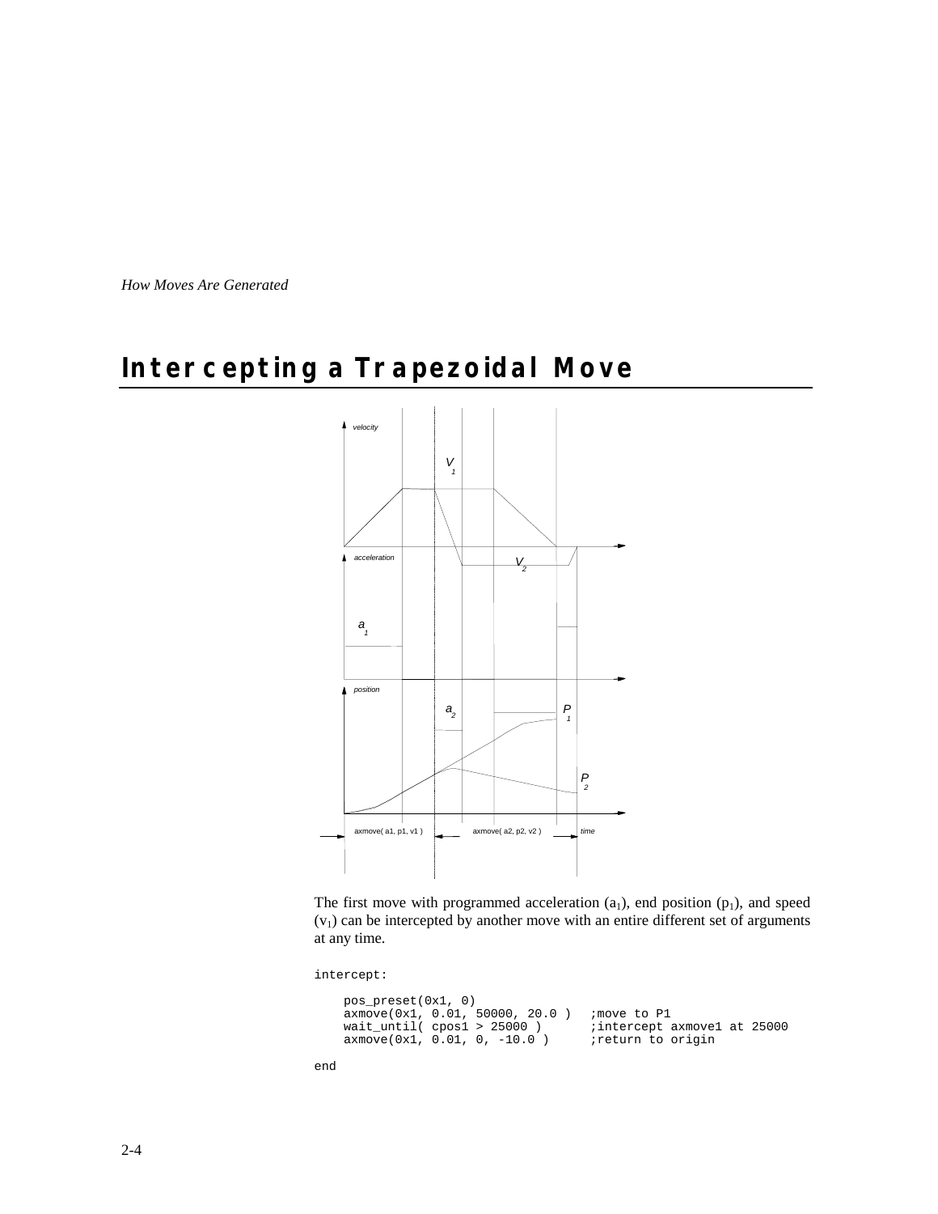## Intercepting a Trapezoidal Move

The first move with programmed acceleration ($a_1$), end position ($p_1$), and speed ($v_1$) can be intercepted by another move with an entire different set of arguments at any time.

```
intercept:

    pos_preset(0x1, 0)
    axmove(0x1, 0.01, 50000, 20.0 )   ;move to P1
    wait_until( cpos1 > 25000 )       ;intercept axmove1 at 25000
    axmove(0x1, 0.01, 0, -10.0 )      ;return to origin

end
```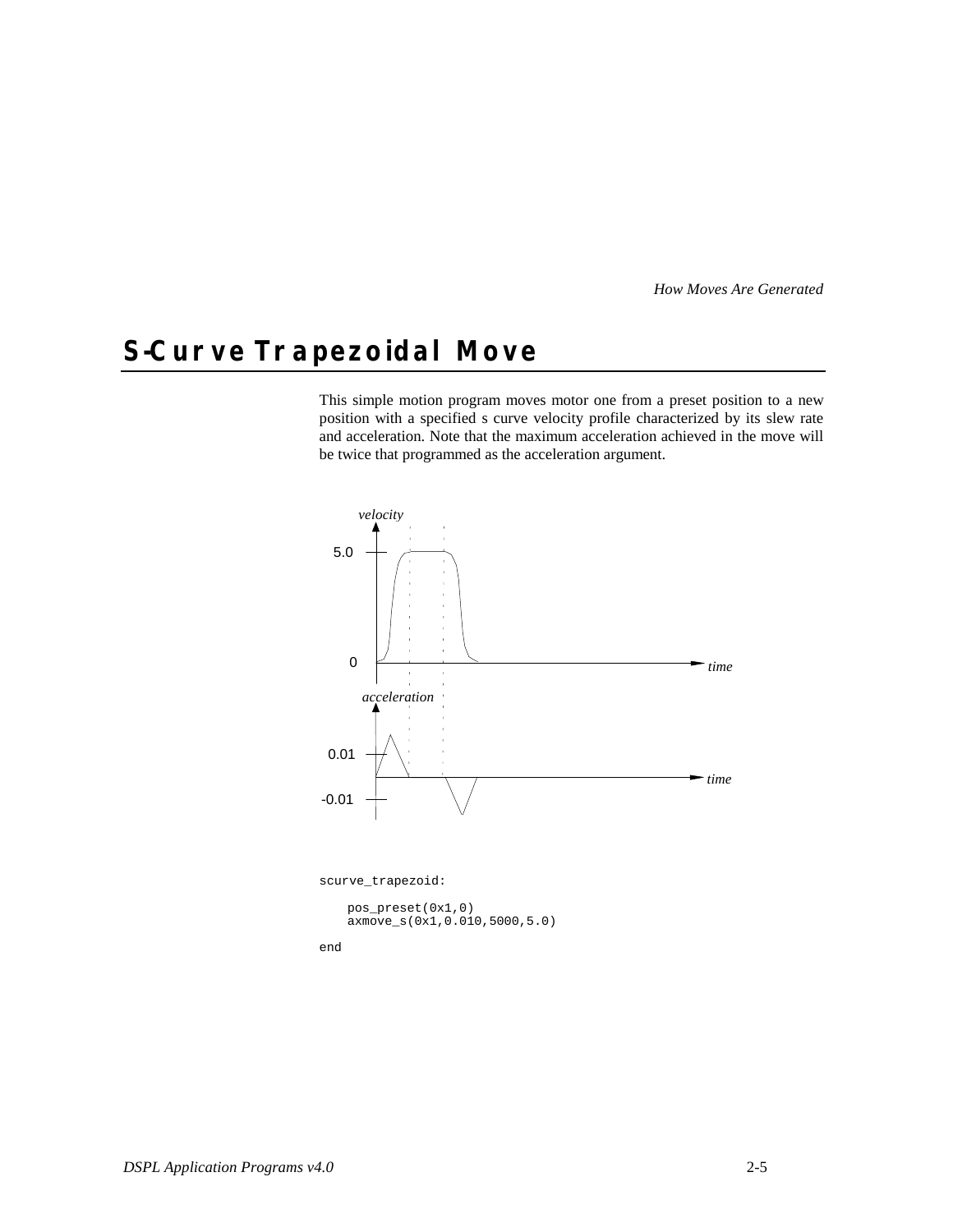## S-Curve Trapezoidal Move

This simple motion program moves motor one from a preset position to a new position with a specified s curve velocity profile characterized by its slew rate and acceleration. Note that the maximum acceleration achieved in the move will be twice that programmed as the acceleration argument.

```
scurve_trapezoid:

    pos_preset(0x1,0)
    axmove_s(0x1,0.010,5000,5.0)

end
```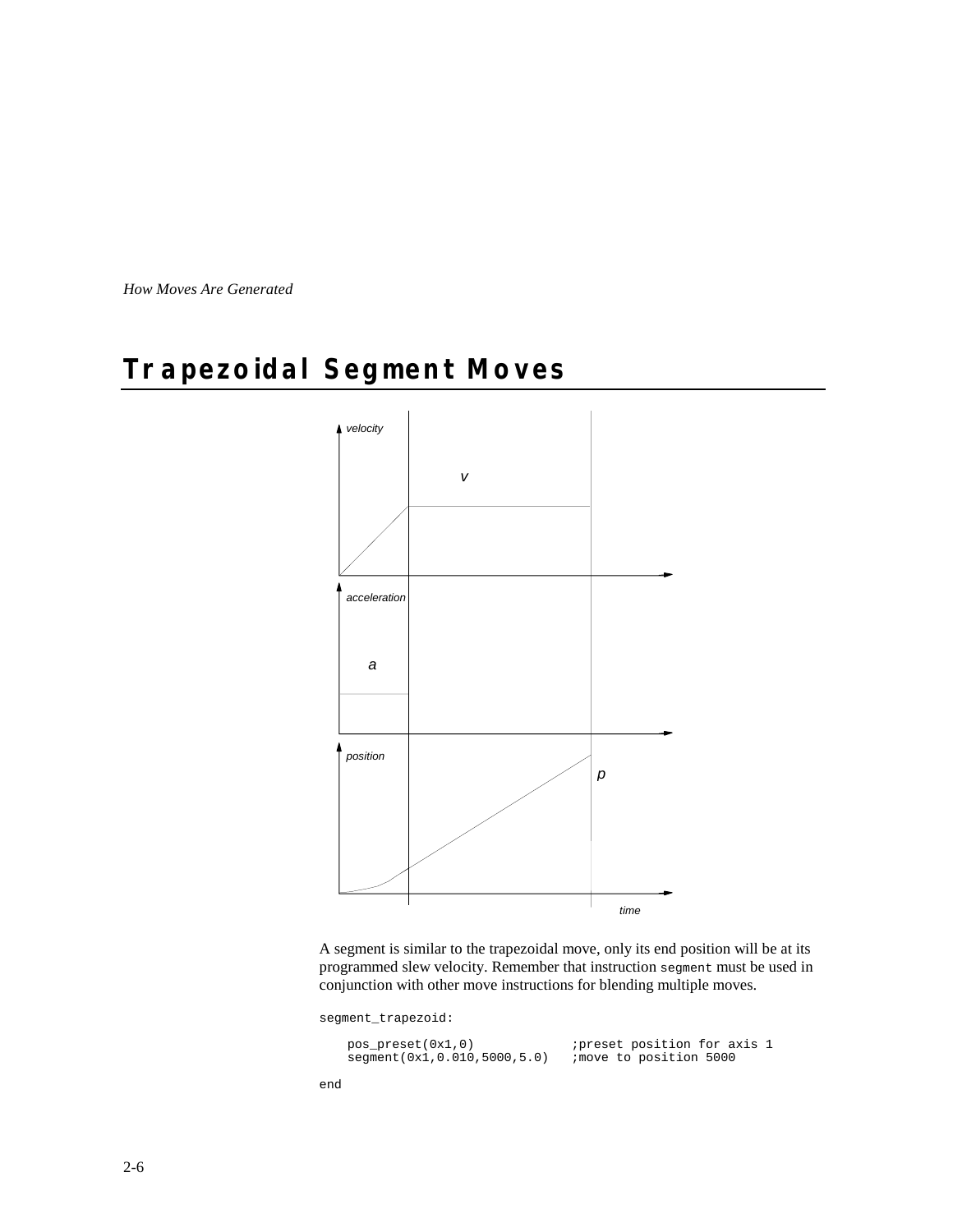## Trapezoidal Segment Moves

A segment is similar to the trapezoidal move, only its end position will be at its programmed slew velocity. Remember that instruction `segment` must be used in conjunction with other move instructions for blending multiple moves.

```
segment_trapezoid:

    pos_preset(0x1,0)             ;preset position for axis 1
    segment(0x1,0.010,5000,5.0)   ;move to position 5000

end
```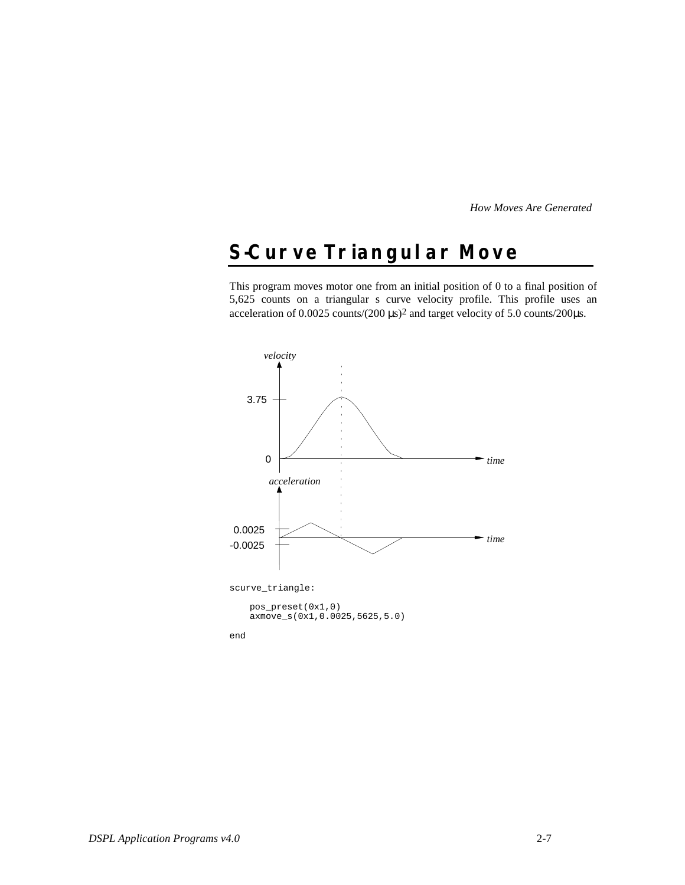## S-Curve Triangular Move

This program moves motor one from an initial position of 0 to a final position of 5,625 counts on a triangular s curve velocity profile. This profile uses an acceleration of 0.0025 counts/(200 μs)$^2$ and target velocity of 5.0 counts/200μs.

```
scurve_triangle:

    pos_preset(0x1,0)
    axmove_s(0x1,0.0025,5625,5.0)

end
```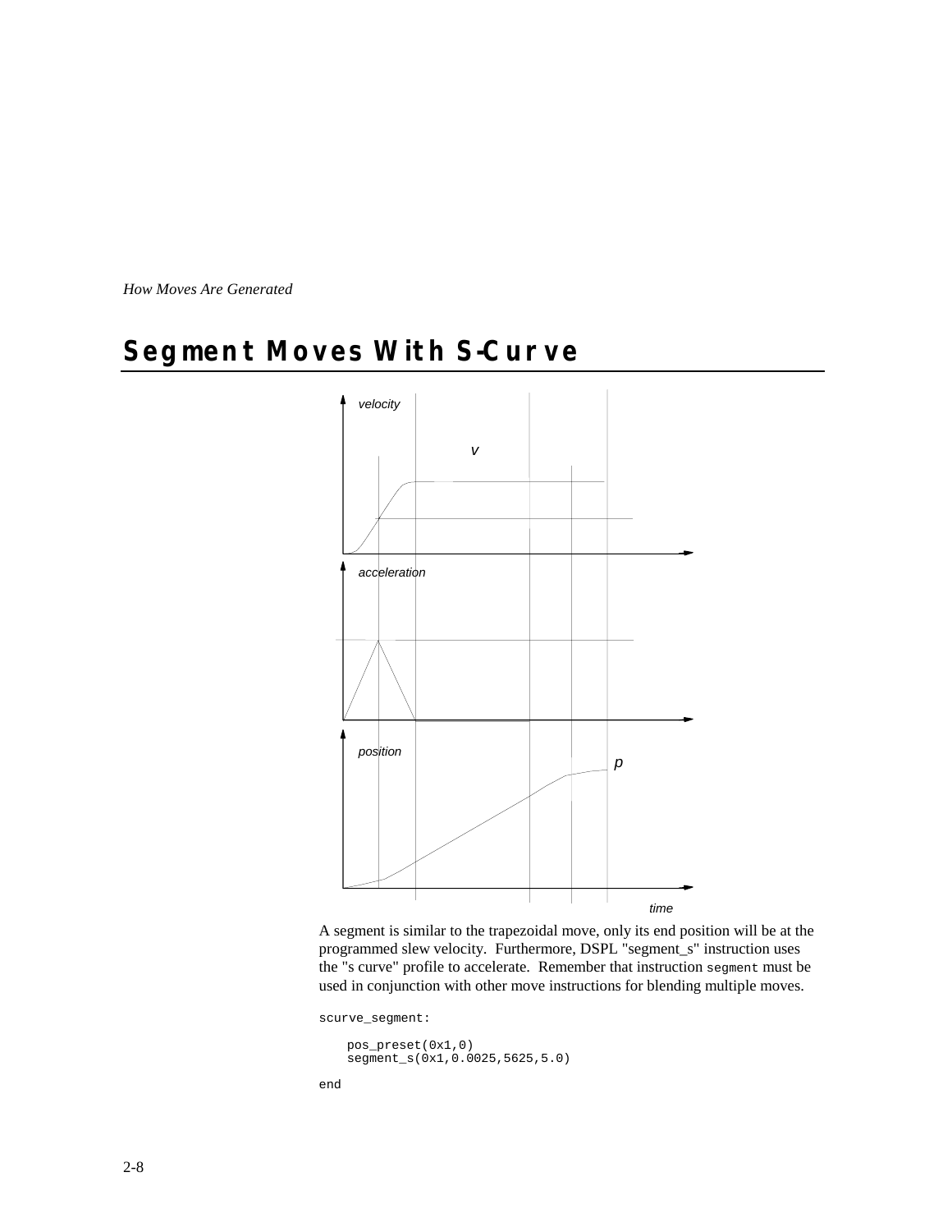## Segment Moves With S-Curve

A segment is similar to the trapezoidal move, only its end position will be at the programmed slew velocity. Furthermore, DSPL "segment_s" instruction uses the "s curve" profile to accelerate. Remember that instruction `segment` must be used in conjunction with other move instructions for blending multiple moves.

```
scurve_segment:

    pos_preset(0x1,0)
    segment_s(0x1,0.0025,5625,5.0)

end
```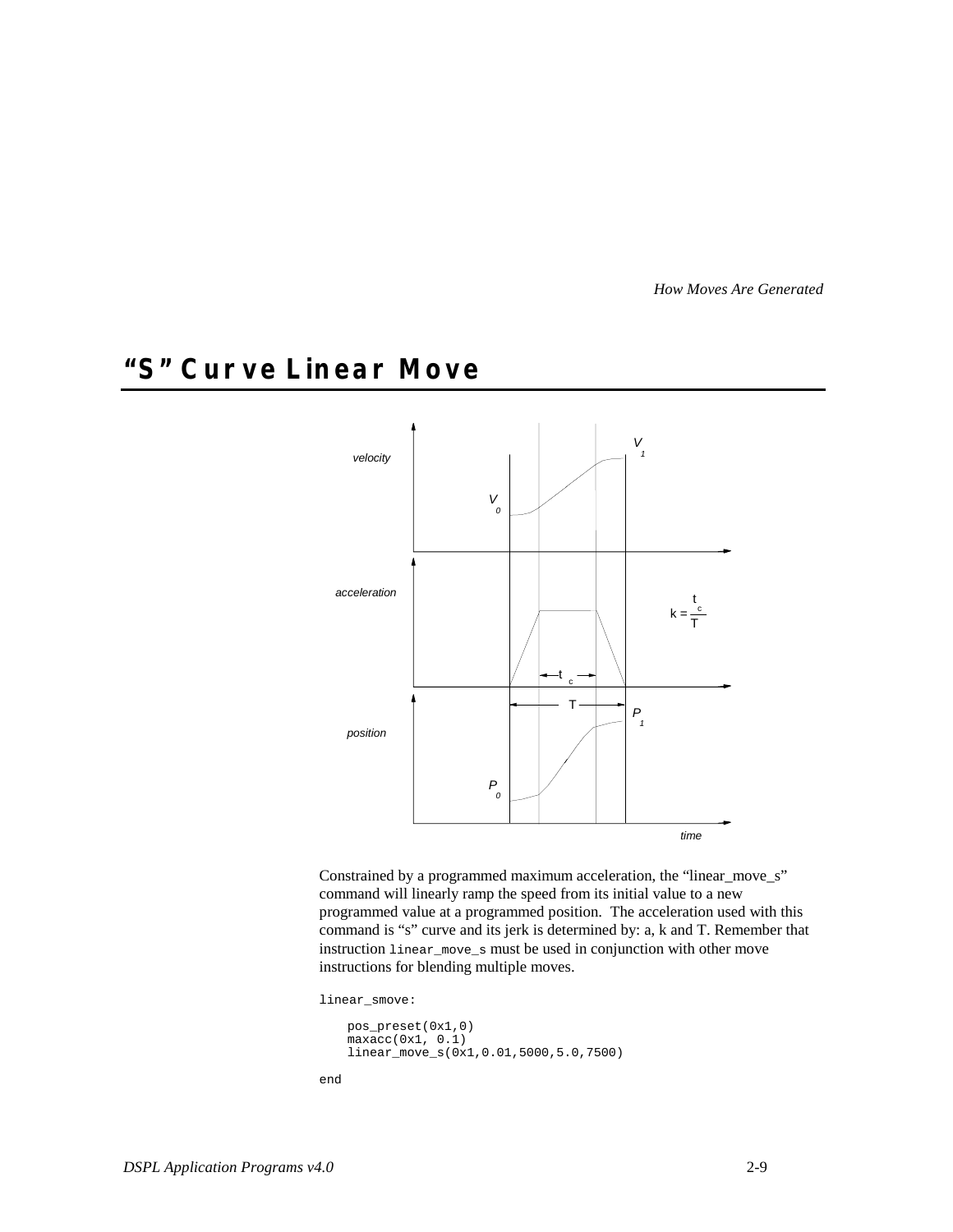## "S" Curve Linear Move

Constrained by a programmed maximum acceleration, the "linear_move_s" command will linearly ramp the speed from its initial value to a new programmed value at a programmed position. The acceleration used with this command is "s" curve and its jerk is determined by: a, k and T. Remember that instruction `linear_move_s` must be used in conjunction with other move instructions for blending multiple moves.

```
linear_smove:

    pos_preset(0x1,0)
    maxacc(0x1, 0.1)
    linear_move_s(0x1,0.01,5000,5.0,7500)

end
```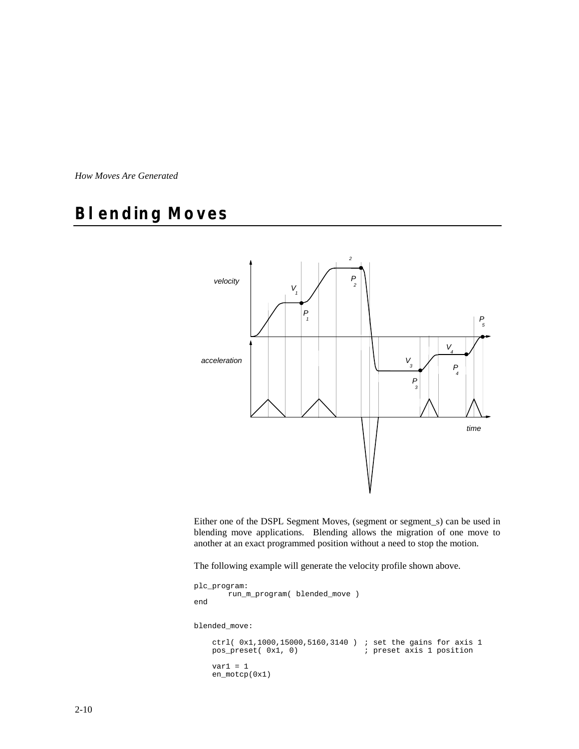## Blending Moves

Either one of the DSPL Segment Moves, (segment or segment_s) can be used in blending move applications. Blending allows the migration of one move to another at an exact programmed position without a need to stop the motion.

The following example will generate the velocity profile shown above.

```
plc_program:
      run_m_program( blended_move )
end


blended_move:

    ctrl( 0x1,1000,15000,5160,3140 ) ; set the gains for axis 1
    pos_preset( 0x1, 0)              ; preset axis 1 position

    var1 = 1
    en_motcp(0x1)
```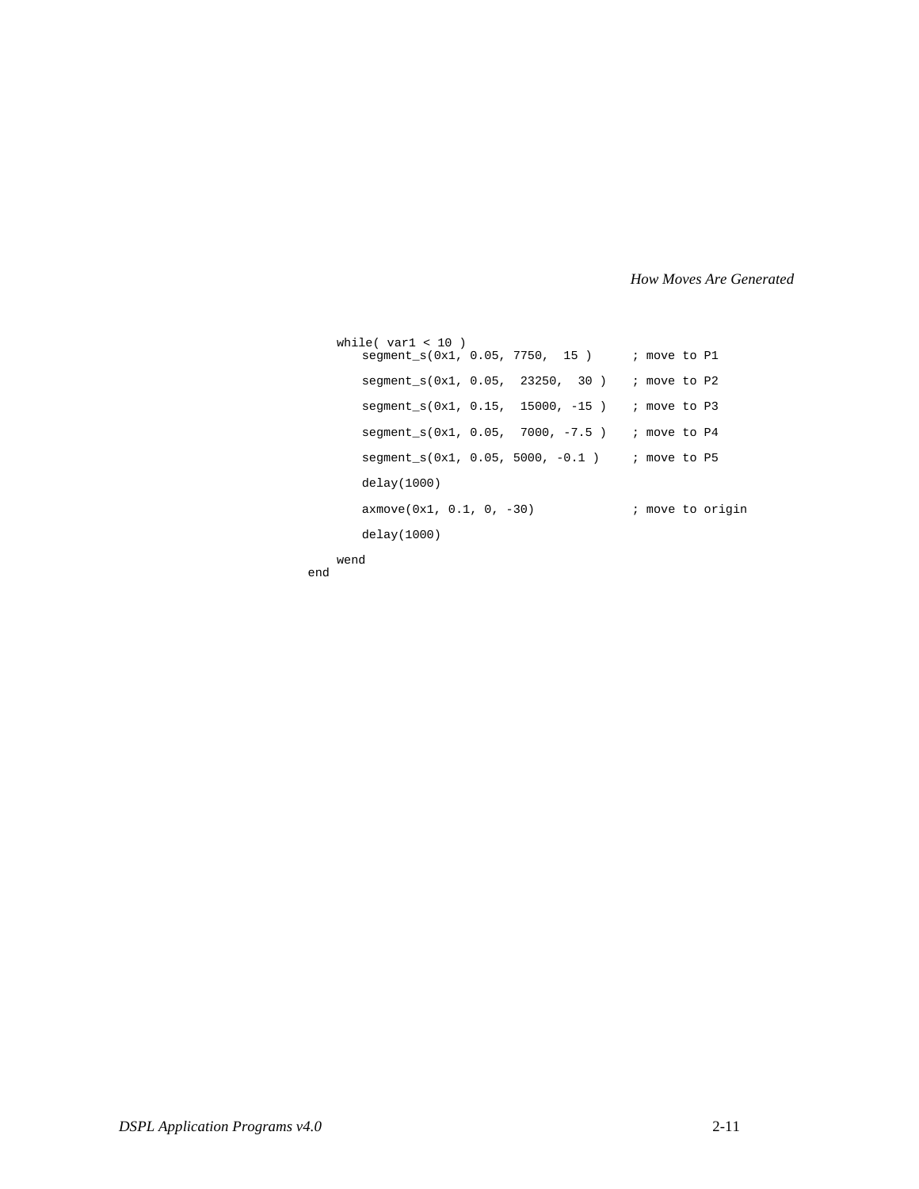```
    while( var1 < 10 )
        segment_s(0x1, 0.05, 7750,  15 )      ; move to P1

        segment_s(0x1, 0.05,  23250,  30 )    ; move to P2

        segment_s(0x1, 0.15,  15000, -15 )    ; move to P3

        segment_s(0x1, 0.05,  7000, -7.5 )    ; move to P4

        segment_s(0x1, 0.05, 5000, -0.1 )     ; move to P5

        delay(1000)

        axmove(0x1, 0.1, 0, -30)              ; move to origin

        delay(1000)

    wend
end
```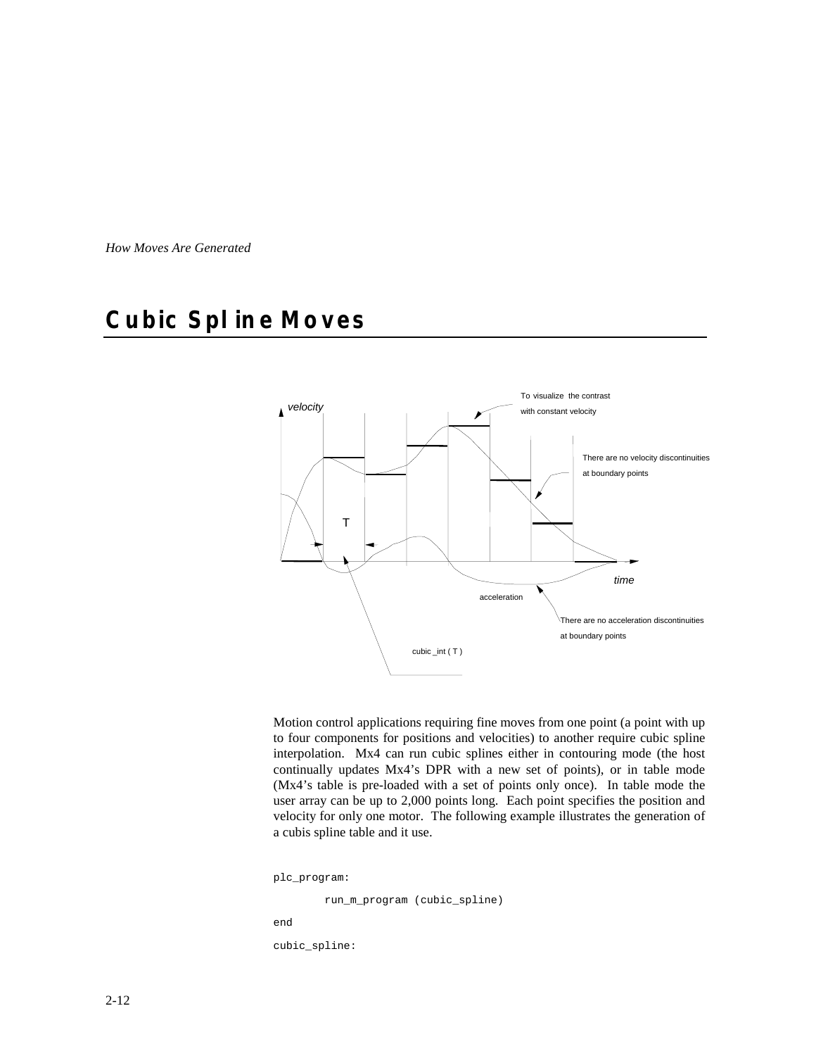# Cubic Spline Moves

Motion control applications requiring fine moves from one point (a point with up to four components for positions and velocities) to another require cubic spline interpolation. Mx4 can run cubic splines either in contouring mode (the host continually updates Mx4's DPR with a new set of points), or in table mode (Mx4's table is pre-loaded with a set of points only once). In table mode the user array can be up to 2,000 points long. Each point specifies the position and velocity for only one motor. The following example illustrates the generation of a cubis spline table and it use.

```
plc_program:

        run_m_program (cubic_spline)

end

cubic_spline:
```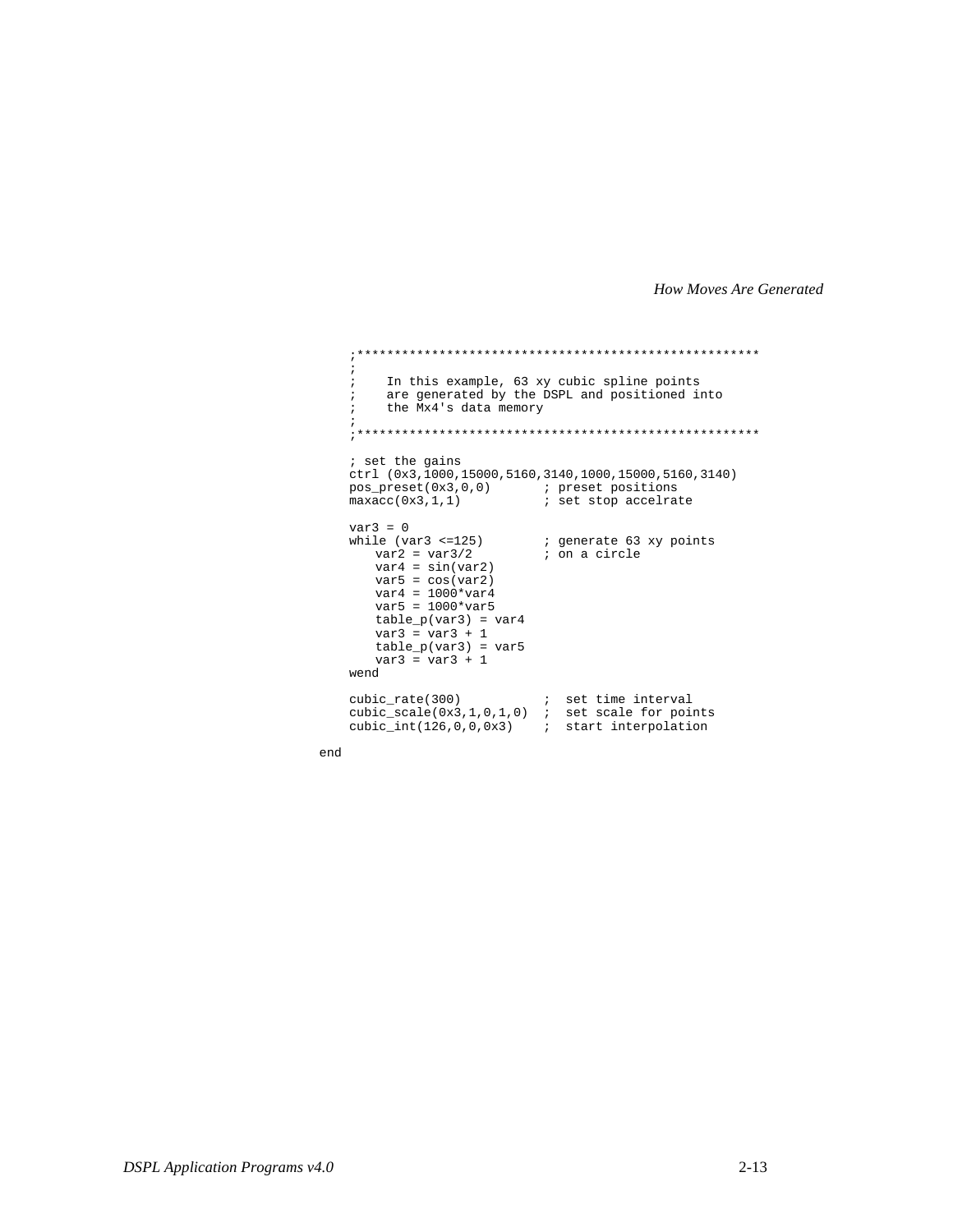```
    ;*****************************************************
    ;
    ;    In this example, 63 xy cubic spline points
    ;    are generated by the DSPL and positioned into
    ;    the Mx4's data memory
    ;
    ;*****************************************************

    ; set the gains
    ctrl (0x3,1000,15000,5160,3140,1000,15000,5160,3140)
    pos_preset(0x3,0,0)       ; preset positions
    maxacc(0x3,1,1)           ; set stop accelrate

    var3 = 0
    while (var3 <=125)        ; generate 63 xy points
       var2 = var3/2          ; on a circle
       var4 = sin(var2)
       var5 = cos(var2)
       var4 = 1000*var4
       var5 = 1000*var5
       table_p(var3) = var4
       var3 = var3 + 1
       table_p(var3) = var5
       var3 = var3 + 1
    wend

    cubic_rate(300)           ;  set time interval
    cubic_scale(0x3,1,0,1,0)  ;  set scale for points
    cubic_int(126,0,0,0x3)    ;  start interpolation

end
```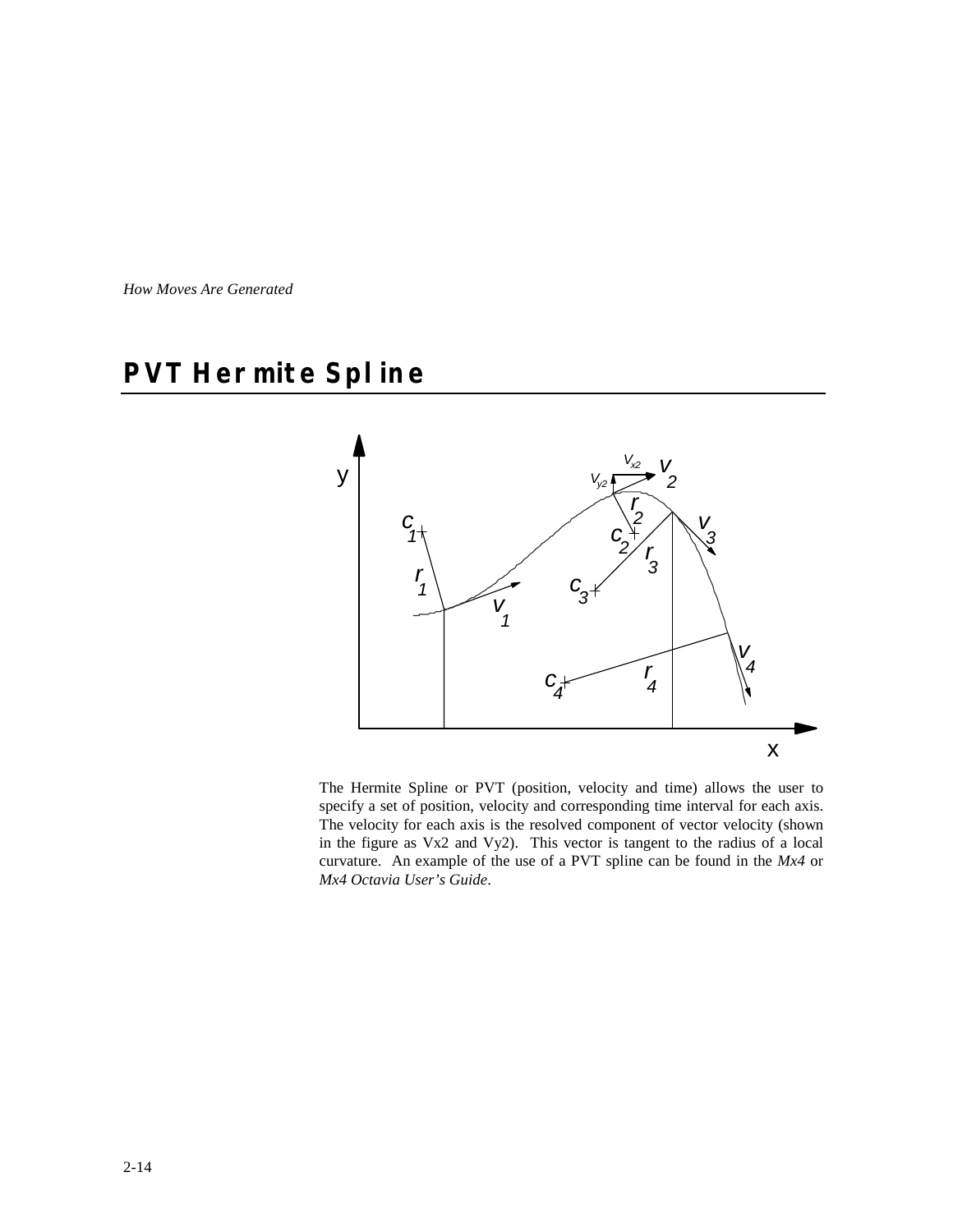## PVT Hermite Spline

y

x

$V_{x2}$ $v_2$ $V_{y2}$ $r_2$ $c_1$ $c_2$ $v_3$ $r_3$ $r_1$ $c_3$ $v_1$ $v_4$ $c_4$ $r_4$

The Hermite Spline or PVT (position, velocity and time) allows the user to specify a set of position, velocity and corresponding time interval for each axis. The velocity for each axis is the resolved component of vector velocity (shown in the figure as Vx2 and Vy2). This vector is tangent to the radius of a local curvature. An example of the use of a PVT spline can be found in the *Mx4* or *Mx4 Octavia User's Guide*.